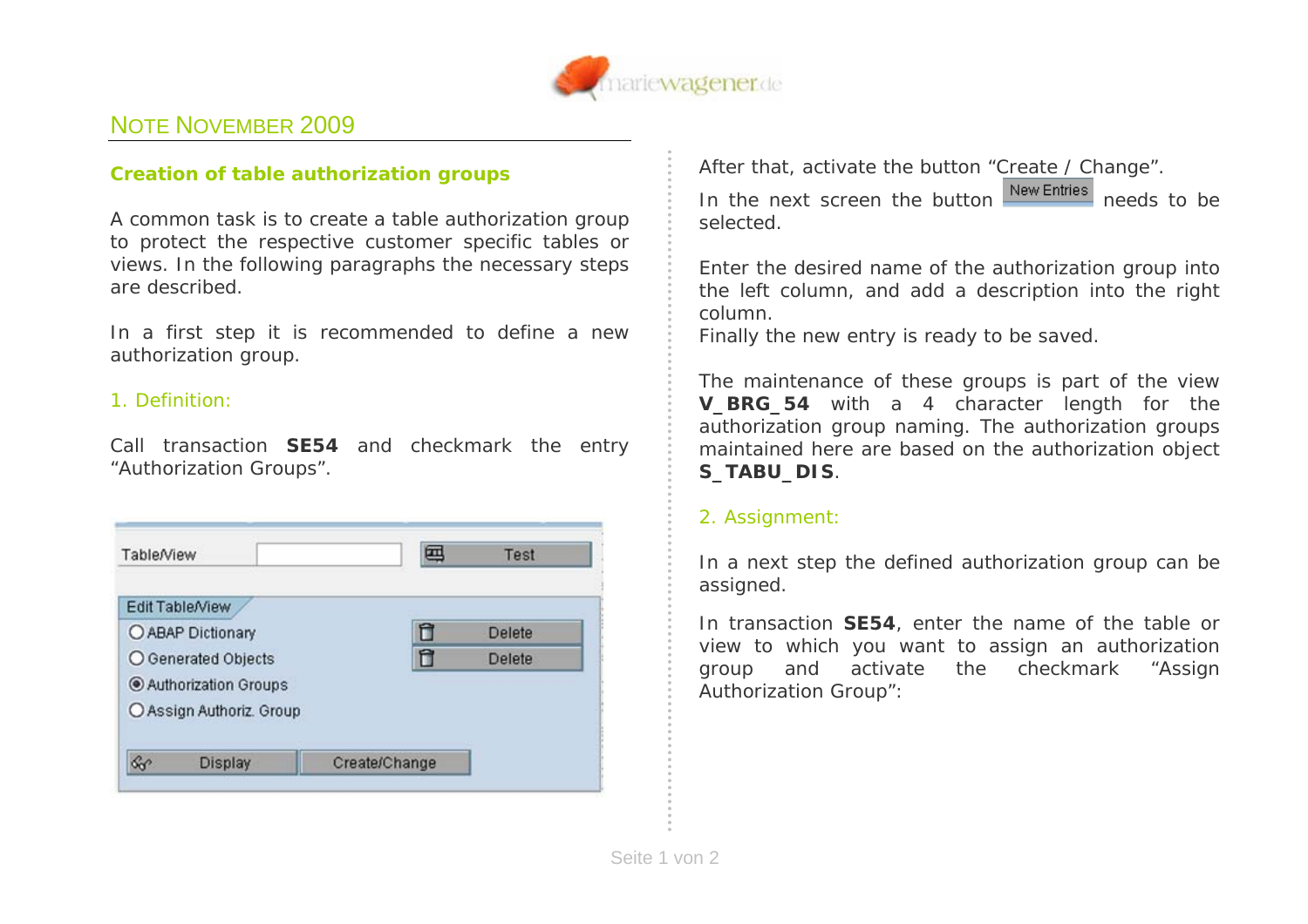## NOTE NOVEMBER 2009

### Creation of table authorization groups

A common task is to create a table authorization group to protect the respective customer specific tables or views. In the following paragraphs the necessary steps are described.

In a first step it is recommended to define a new authorization group.

#### 1. Definition:

Call transaction **SE54** and checkmark the entry “Authorization Groups”.

After that, activate the button “Create / Change”.

In the next screen the button New Entries needs to be selected.

Enter the desired name of the authorization group into the left column, and add a description into the right column.
Finally the new entry is ready to be saved.

The maintenance of these groups is part of the view **V_BRG_54** with a 4 character length for the authorization group naming. The authorization groups maintained here are based on the authorization object **S_TABU_DIS**.

#### 2. Assignment:

In a next step the defined authorization group can be assigned.

In transaction **SE54**, enter the name of the table or view to which you want to assign an authorization group and activate the checkmark “Assign Authorization Group”: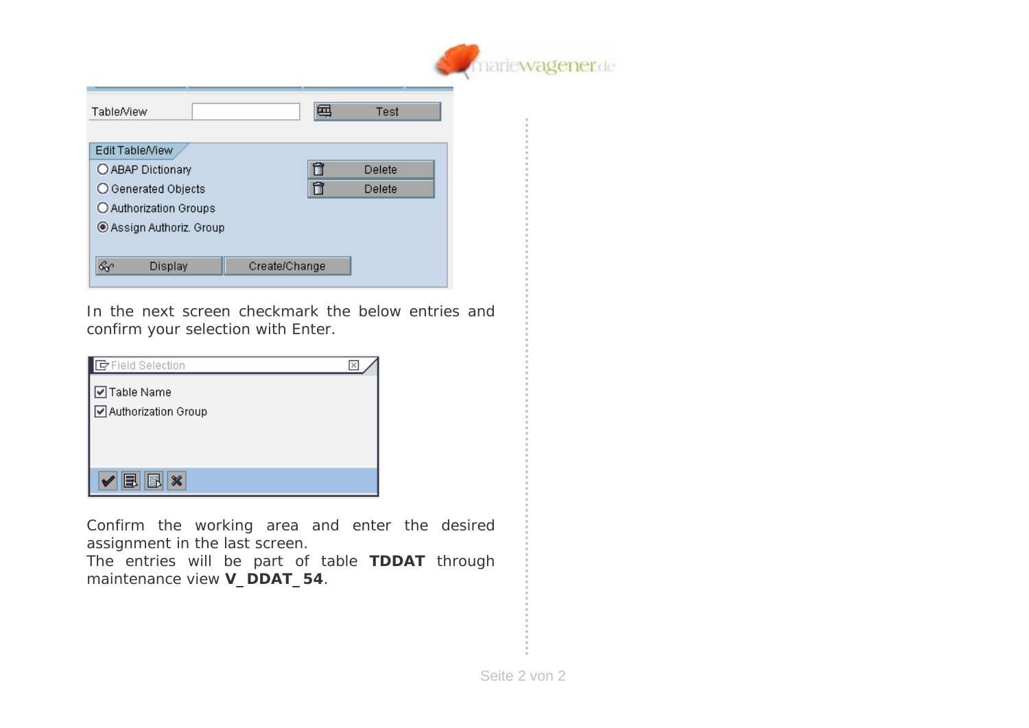In the next screen checkmark the below entries and confirm your selection with Enter.

Confirm the working area and enter the desired assignment in the last screen.
The entries will be part of table **TDDAT** through maintenance view **V_DDAT_54**.